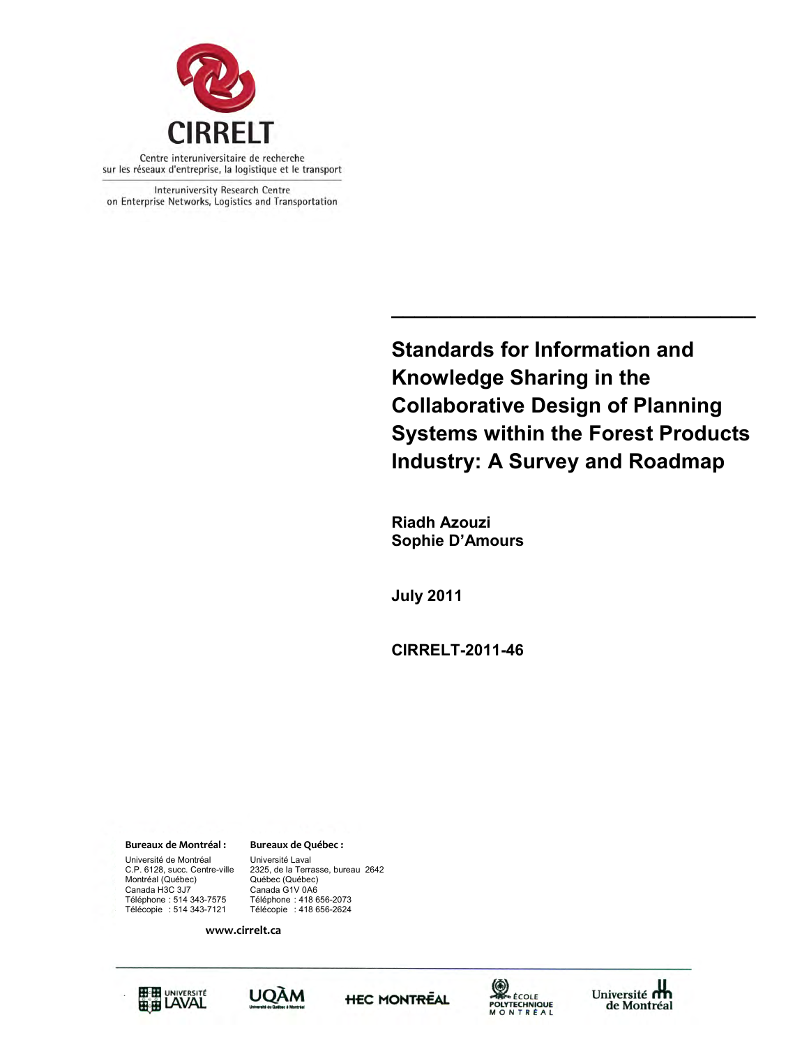**CIRRELT**

Centre interuniversitaire de recherche
sur les réseaux d'entreprise, la logistique et le transport

Interuniversity Research Centre
on Enterprise Networks, Logistics and Transportation

# Standards for Information and Knowledge Sharing in the Collaborative Design of Planning Systems within the Forest Products Industry: A Survey and Roadmap

**Riadh Azouzi**
**Sophie D'Amours**

**July 2011**

**CIRRELT-2011-46**

**Bureaux de Montréal :**
Université de Montréal
C.P. 6128, succ. Centre-ville
Montréal (Québec)
Canada H3C 3J7
Téléphone : 514 343-7575
Télécopie : 514 343-7121

**Bureaux de Québec :**
Université Laval
2325, de la Terrasse, bureau 2642
Québec (Québec)
Canada G1V 0A6
Téléphone : 418 656-2073
Télécopie : 418 656-2624

**www.cirrelt.ca**

Université Laval · UQAM · HEC Montréal · École Polytechnique Montréal · Université de Montréal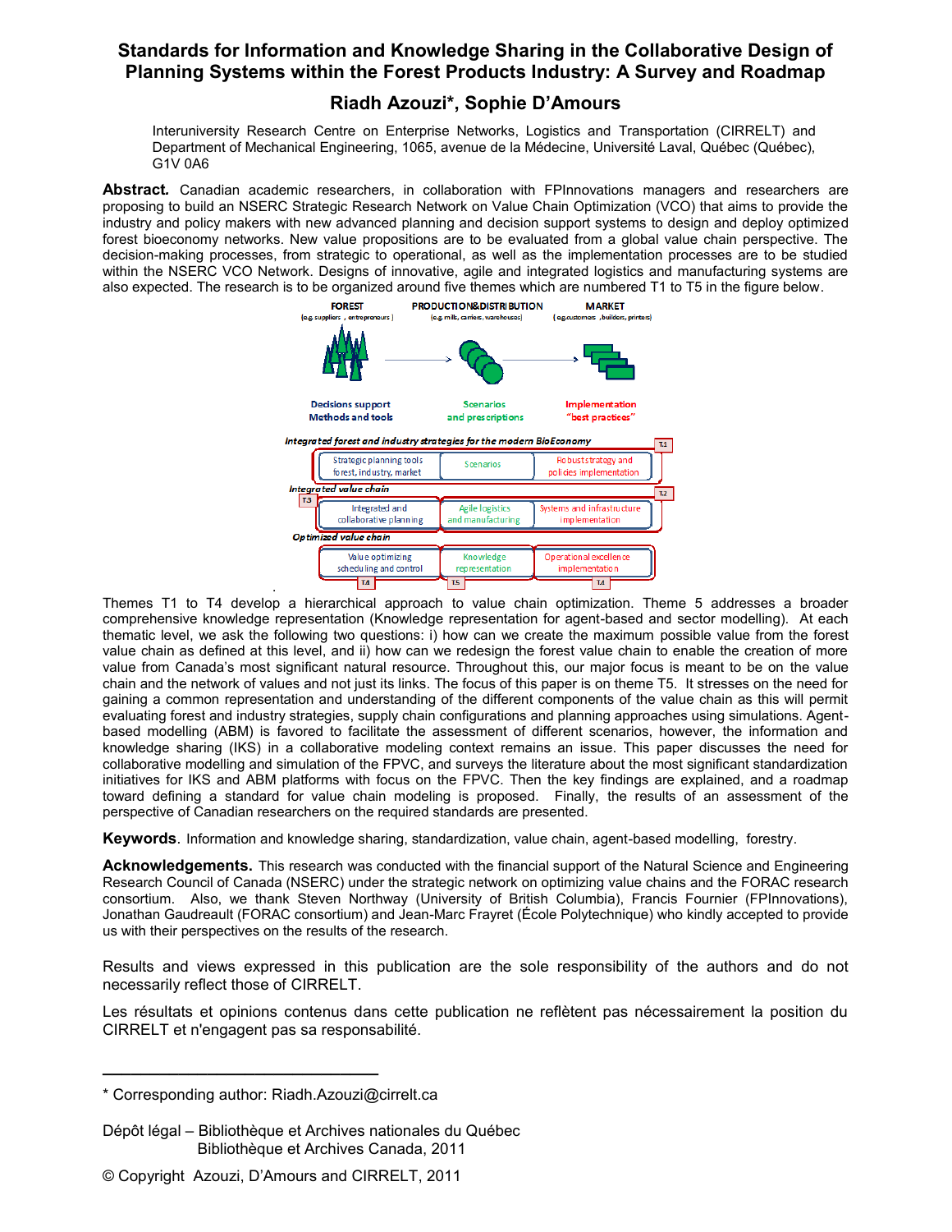# Standards for Information and Knowledge Sharing in the Collaborative Design of Planning Systems within the Forest Products Industry: A Survey and Roadmap

## Riadh Azouzi*, Sophie D'Amours

Interuniversity Research Centre on Enterprise Networks, Logistics and Transportation (CIRRELT) and Department of Mechanical Engineering, 1065, avenue de la Médecine, Université Laval, Québec (Québec), G1V 0A6

**Abstract.** Canadian academic researchers, in collaboration with FPInnovations managers and researchers are proposing to build an NSERC Strategic Research Network on Value Chain Optimization (VCO) that aims to provide the industry and policy makers with new advanced planning and decision support systems to design and deploy optimized forest bioeconomy networks. New value propositions are to be evaluated from a global value chain perspective. The decision-making processes, from strategic to operational, as well as the implementation processes are to be studied within the NSERC VCO Network. Designs of innovative, agile and integrated logistics and manufacturing systems are also expected. The research is to be organized around five themes which are numbered T1 to T5 in the figure below.

Themes T1 to T4 develop a hierarchical approach to value chain optimization. Theme 5 addresses a broader comprehensive knowledge representation (Knowledge representation for agent-based and sector modelling). At each thematic level, we ask the following two questions: i) how can we create the maximum possible value from the forest value chain as defined at this level, and ii) how can we redesign the forest value chain to enable the creation of more value from Canada's most significant natural resource. Throughout this, our major focus is meant to be on the value chain and the network of values and not just its links. The focus of this paper is on theme T5. It stresses on the need for gaining a common representation and understanding of the different components of the value chain as this will permit evaluating forest and industry strategies, supply chain configurations and planning approaches using simulations. Agent-based modelling (ABM) is favored to facilitate the assessment of different scenarios, however, the information and knowledge sharing (IKS) in a collaborative modeling context remains an issue. This paper discusses the need for collaborative modelling and simulation of the FPVC, and surveys the literature about the most significant standardization initiatives for IKS and ABM platforms with focus on the FPVC. Then the key findings are explained, and a roadmap toward defining a standard for value chain modeling is proposed. Finally, the results of an assessment of the perspective of Canadian researchers on the required standards are presented.

**Keywords**. Information and knowledge sharing, standardization, value chain, agent-based modelling, forestry.

**Acknowledgements.** This research was conducted with the financial support of the Natural Science and Engineering Research Council of Canada (NSERC) under the strategic network on optimizing value chains and the FORAC research consortium. Also, we thank Steven Northway (University of British Columbia), Francis Fournier (FPInnovations), Jonathan Gaudreault (FORAC consortium) and Jean-Marc Frayret (École Polytechnique) who kindly accepted to provide us with their perspectives on the results of the research.

Results and views expressed in this publication are the sole responsibility of the authors and do not necessarily reflect those of CIRRELT.

Les résultats et opinions contenus dans cette publication ne reflètent pas nécessairement la position du CIRRELT et n'engagent pas sa responsabilité.

---

* Corresponding author: Riadh.Azouzi@cirrelt.ca

Dépôt légal – Bibliothèque et Archives nationales du Québec
Bibliothèque et Archives Canada, 2011

© Copyright Azouzi, D'Amours and CIRRELT, 2011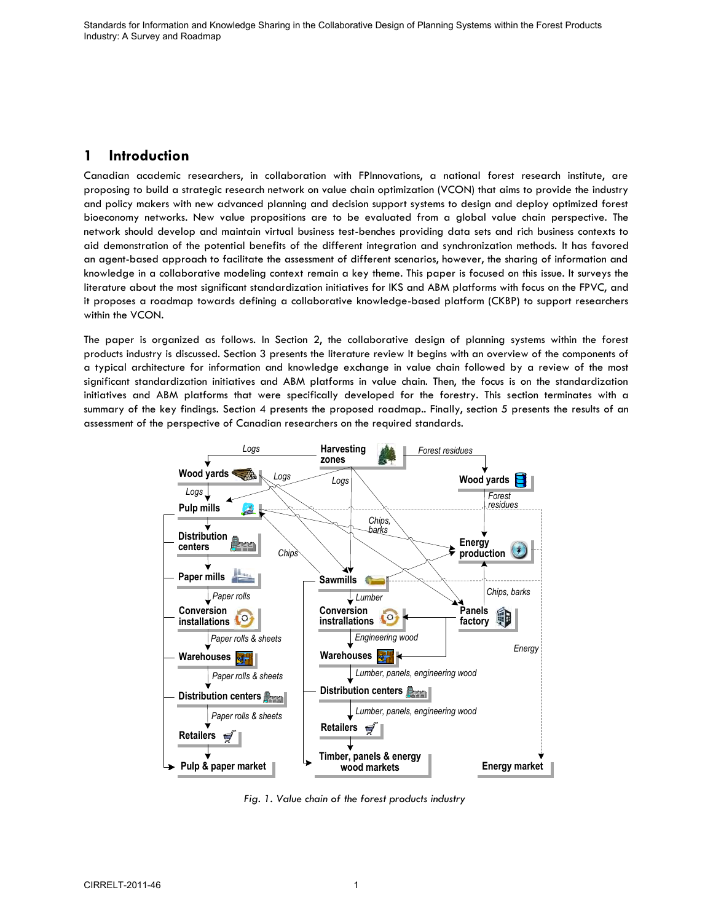# 1 Introduction

Canadian academic researchers, in collaboration with FPInnovations, a national forest research institute, are proposing to build a strategic research network on value chain optimization (VCON) that aims to provide the industry and policy makers with new advanced planning and decision support systems to design and deploy optimized forest bioeconomy networks. New value propositions are to be evaluated from a global value chain perspective. The network should develop and maintain virtual business test-benches providing data sets and rich business contexts to aid demonstration of the potential benefits of the different integration and synchronization methods. It has favored an agent-based approach to facilitate the assessment of different scenarios, however, the sharing of information and knowledge in a collaborative modeling context remain a key theme. This paper is focused on this issue. It surveys the literature about the most significant standardization initiatives for IKS and ABM platforms with focus on the FPVC, and it proposes a roadmap towards defining a collaborative knowledge-based platform (CKBP) to support researchers within the VCON.

The paper is organized as follows. In Section 2, the collaborative design of planning systems within the forest products industry is discussed. Section 3 presents the literature review It begins with an overview of the components of a typical architecture for information and knowledge exchange in value chain followed by a review of the most significant standardization initiatives and ABM platforms in value chain. Then, the focus is on the standardization initiatives and ABM platforms that were specifically developed for the forestry. This section terminates with a summary of the key findings. Section 4 presents the proposed roadmap.. Finally, section 5 presents the results of an assessment of the perspective of Canadian researchers on the required standards.

*Fig. 1. Value chain of the forest products industry*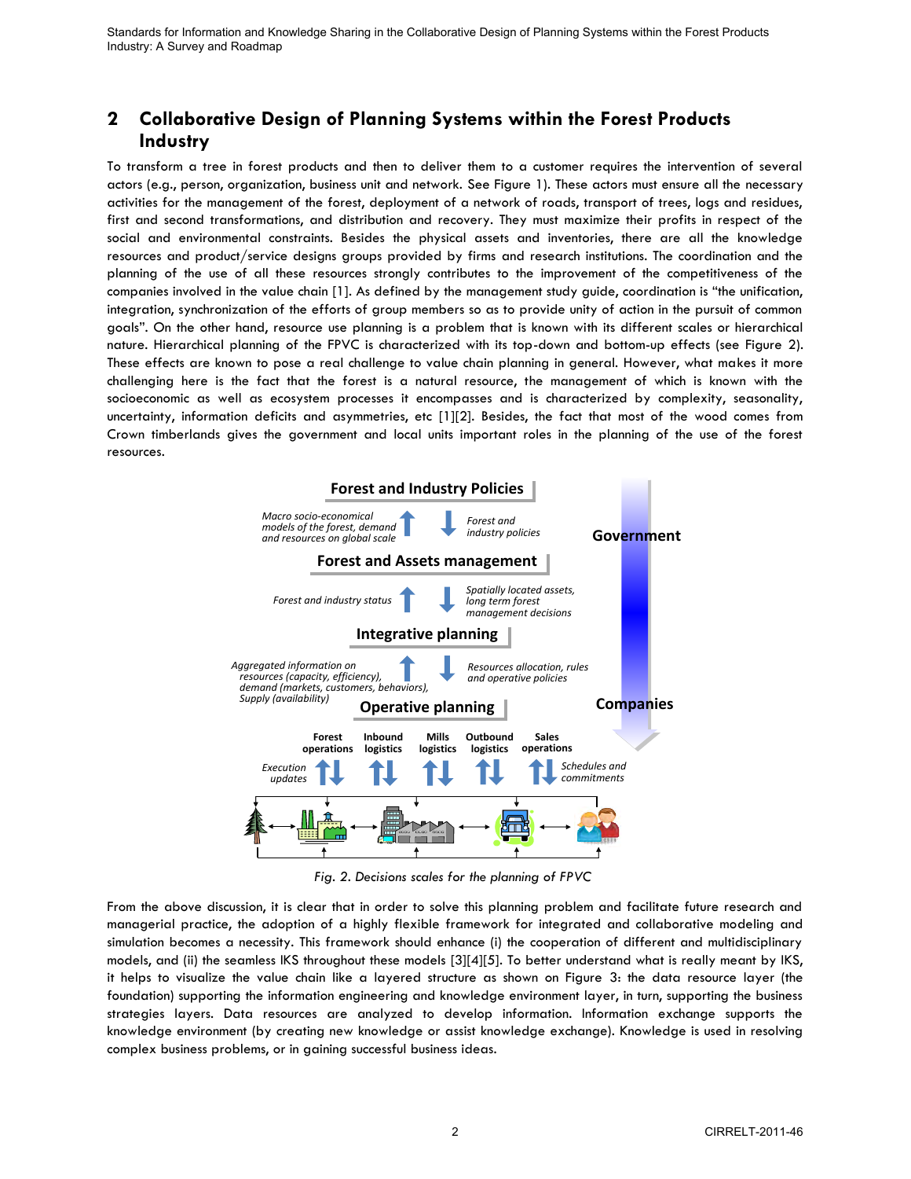## 2 Collaborative Design of Planning Systems within the Forest Products Industry

To transform a tree in forest products and then to deliver them to a customer requires the intervention of several actors (e.g., person, organization, business unit and network. See Figure 1). These actors must ensure all the necessary activities for the management of the forest, deployment of a network of roads, transport of trees, logs and residues, first and second transformations, and distribution and recovery. They must maximize their profits in respect of the social and environmental constraints. Besides the physical assets and inventories, there are all the knowledge resources and product/service designs groups provided by firms and research institutions. The coordination and the planning of the use of all these resources strongly contributes to the improvement of the competitiveness of the companies involved in the value chain [1]. As defined by the management study guide, coordination is "the unification, integration, synchronization of the efforts of group members so as to provide unity of action in the pursuit of common goals". On the other hand, resource use planning is a problem that is known with its different scales or hierarchical nature. Hierarchical planning of the FPVC is characterized with its top-down and bottom-up effects (see Figure 2). These effects are known to pose a real challenge to value chain planning in general. However, what makes it more challenging here is the fact that the forest is a natural resource, the management of which is known with the socioeconomic as well as ecosystem processes it encompasses and is characterized by complexity, seasonality, uncertainty, information deficits and asymmetries, etc [1][2]. Besides, the fact that most of the wood comes from Crown timberlands gives the government and local units important roles in the planning of the use of the forest resources.

*Fig. 2. Decisions scales for the planning of FPVC*

From the above discussion, it is clear that in order to solve this planning problem and facilitate future research and managerial practice, the adoption of a highly flexible framework for integrated and collaborative modeling and simulation becomes a necessity. This framework should enhance (i) the cooperation of different and multidisciplinary models, and (ii) the seamless IKS throughout these models [3][4][5]. To better understand what is really meant by IKS, it helps to visualize the value chain like a layered structure as shown on Figure 3: the data resource layer (the foundation) supporting the information engineering and knowledge environment layer, in turn, supporting the business strategies layers. Data resources are analyzed to develop information. Information exchange supports the knowledge environment (by creating new knowledge or assist knowledge exchange). Knowledge is used in resolving complex business problems, or in gaining successful business ideas.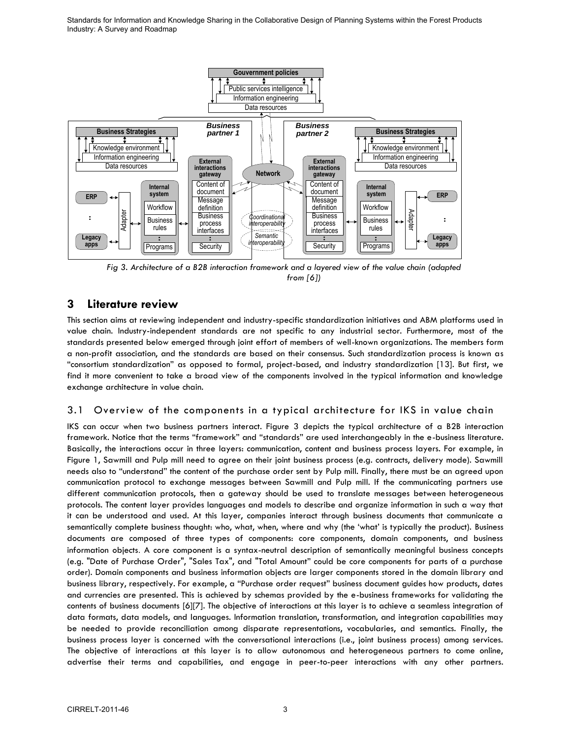Fig 3. Architecture of a B2B interaction framework and a layered view of the value chain (adapted from [6])

## 3 Literature review

This section aims at reviewing independent and industry-specific standardization initiatives and ABM platforms used in value chain. Industry-independent standards are not specific to any industrial sector. Furthermore, most of the standards presented below emerged through joint effort of members of well-known organizations. The members form a non-profit association, and the standards are based on their consensus. Such standardization process is known as "consortium standardization" as opposed to formal, project-based, and industry standardization [13]. But first, we find it more convenient to take a broad view of the components involved in the typical information and knowledge exchange architecture in value chain.

### 3.1 Overview of the components in a typical architecture for IKS in value chain

IKS can occur when two business partners interact. Figure 3 depicts the typical architecture of a B2B interaction framework. Notice that the terms "framework" and "standards" are used interchangeably in the e-business literature. Basically, the interactions occur in three layers: communication, content and business process layers. For example, in Figure 1, Sawmill and Pulp mill need to agree on their joint business process (e.g. contracts, delivery mode). Sawmill needs also to "understand" the content of the purchase order sent by Pulp mill. Finally, there must be an agreed upon communication protocol to exchange messages between Sawmill and Pulp mill. If the communicating partners use different communication protocols, then a gateway should be used to translate messages between heterogeneous protocols. The content layer provides languages and models to describe and organize information in such a way that it can be understood and used. At this layer, companies interact through business documents that communicate a semantically complete business thought: who, what, when, where and why (the 'what' is typically the product). Business documents are composed of three types of components: core components, domain components, and business information objects. A core component is a syntax-neutral description of semantically meaningful business concepts (e.g. "Date of Purchase Order", "Sales Tax", and "Total Amount" could be core components for parts of a purchase order). Domain components and business information objects are larger components stored in the domain library and business library, respectively. For example, a "Purchase order request" business document guides how products, dates and currencies are presented. This is achieved by schemas provided by the e-business frameworks for validating the contents of business documents [6][7]. The objective of interactions at this layer is to achieve a seamless integration of data formats, data models, and languages. Information translation, transformation, and integration capabilities may be needed to provide reconciliation among disparate representations, vocabularies, and semantics. Finally, the business process layer is concerned with the conversational interactions (i.e., joint business process) among services. The objective of interactions at this layer is to allow autonomous and heterogeneous partners to come online, advertise their terms and capabilities, and engage in peer-to-peer interactions with any other partners.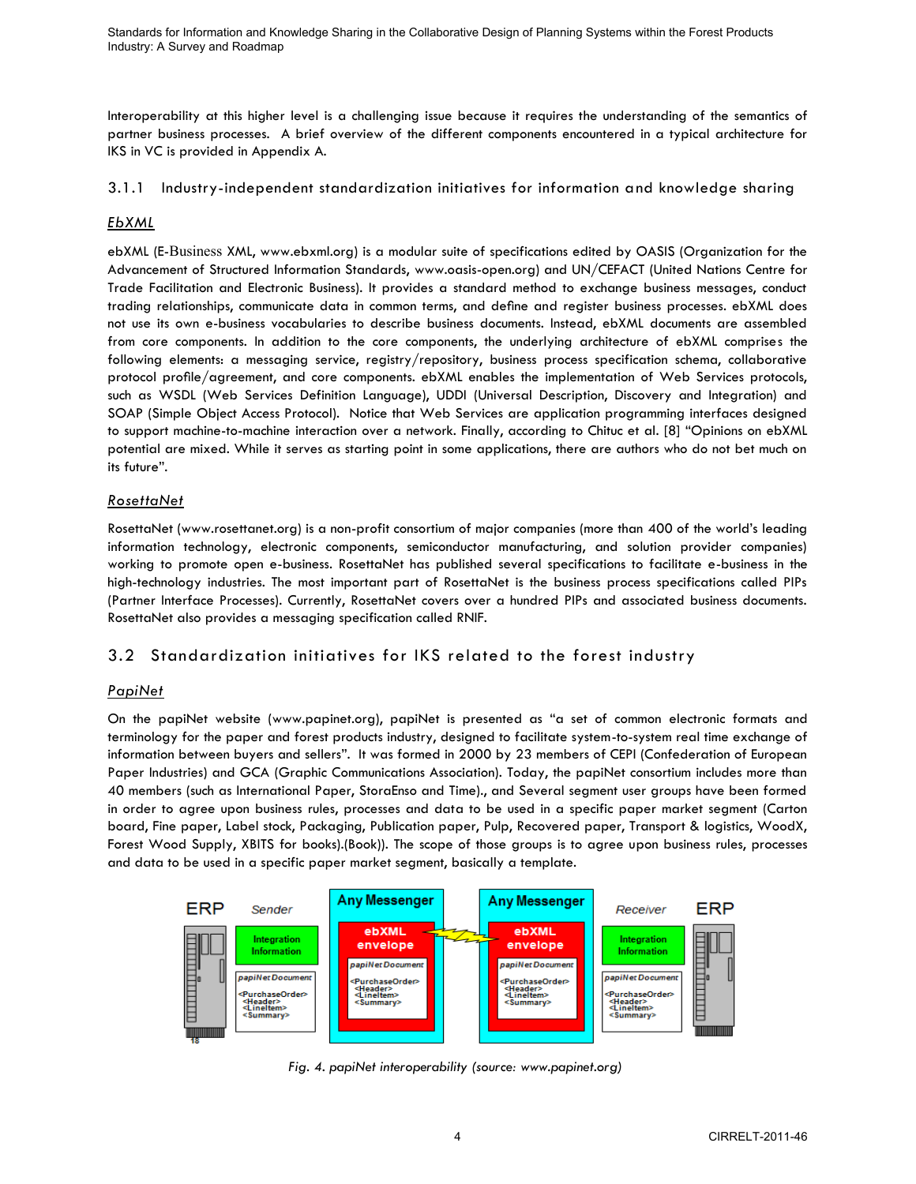Interoperability at this higher level is a challenging issue because it requires the understanding of the semantics of partner business processes. A brief overview of the different components encountered in a typical architecture for IKS in VC is provided in Appendix A.

### 3.1.1 Industry-independent standardization initiatives for information and knowledge sharing

#### *EbXML*

ebXML (E-Business XML, www.ebxml.org) is a modular suite of specifications edited by OASIS (Organization for the Advancement of Structured Information Standards, www.oasis-open.org) and UN/CEFACT (United Nations Centre for Trade Facilitation and Electronic Business). It provides a standard method to exchange business messages, conduct trading relationships, communicate data in common terms, and define and register business processes. ebXML does not use its own e-business vocabularies to describe business documents. Instead, ebXML documents are assembled from core components. In addition to the core components, the underlying architecture of ebXML comprises the following elements: a messaging service, registry/repository, business process specification schema, collaborative protocol profile/agreement, and core components. ebXML enables the implementation of Web Services protocols, such as WSDL (Web Services Definition Language), UDDI (Universal Description, Discovery and Integration) and SOAP (Simple Object Access Protocol). Notice that Web Services are application programming interfaces designed to support machine-to-machine interaction over a network. Finally, according to Chituc et al. [8] "Opinions on ebXML potential are mixed. While it serves as starting point in some applications, there are authors who do not bet much on its future".

#### *RosettaNet*

RosettaNet (www.rosettanet.org) is a non-profit consortium of major companies (more than 400 of the world's leading information technology, electronic components, semiconductor manufacturing, and solution provider companies) working to promote open e-business. RosettaNet has published several specifications to facilitate e-business in the high-technology industries. The most important part of RosettaNet is the business process specifications called PIPs (Partner Interface Processes). Currently, RosettaNet covers over a hundred PIPs and associated business documents. RosettaNet also provides a messaging specification called RNIF.

## 3.2 Standardization initiatives for IKS related to the forest industry

#### *PapiNet*

On the papiNet website (www.papinet.org), papiNet is presented as "a set of common electronic formats and terminology for the paper and forest products industry, designed to facilitate system-to-system real time exchange of information between buyers and sellers". It was formed in 2000 by 23 members of CEPI (Confederation of European Paper Industries) and GCA (Graphic Communications Association). Today, the papiNet consortium includes more than 40 members (such as International Paper, StoraEnso and Time)., and Several segment user groups have been formed in order to agree upon business rules, processes and data to be used in a specific paper market segment (Carton board, Fine paper, Label stock, Packaging, Publication paper, Pulp, Recovered paper, Transport & logistics, WoodX, Forest Wood Supply, XBITS for books).(Book)). The scope of those groups is to agree upon business rules, processes and data to be used in a specific paper market segment, basically a template.

*Fig. 4. papiNet interoperability (source: www.papinet.org)*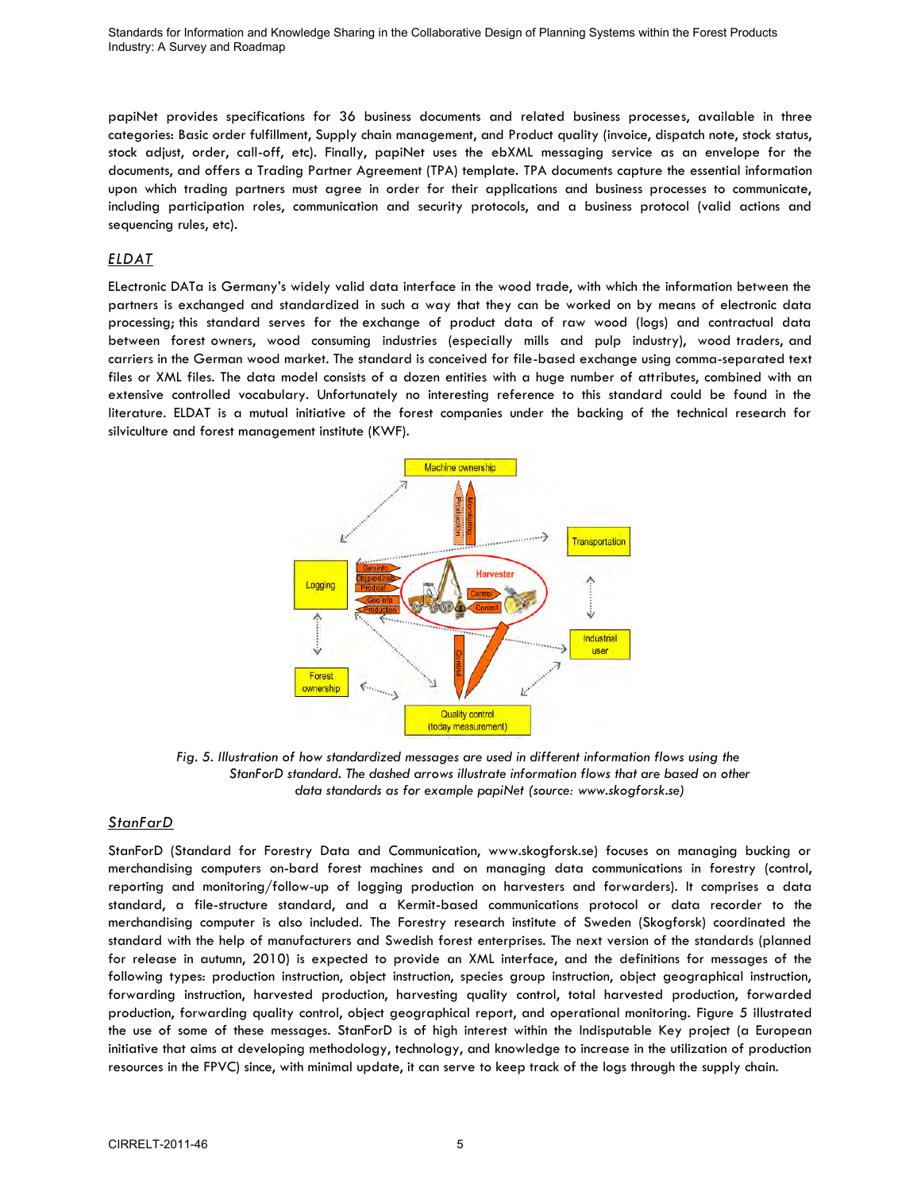papiNet provides specifications for 36 business documents and related business processes, available in three categories: Basic order fulfillment, Supply chain management, and Product quality (invoice, dispatch note, stock status, stock adjust, order, call-off, etc). Finally, papiNet uses the ebXML messaging service as an envelope for the documents, and offers a Trading Partner Agreement (TPA) template. TPA documents capture the essential information upon which trading partners must agree in order for their applications and business processes to communicate, including participation roles, communication and security protocols, and a business protocol (valid actions and sequencing rules, etc).

### ELDAT

ELectronic DATa is Germany's widely valid data interface in the wood trade, with which the information between the partners is exchanged and standardized in such a way that they can be worked on by means of electronic data processing; this standard serves for the exchange of product data of raw wood (logs) and contractual data between forest owners, wood consuming industries (especially mills and pulp industry), wood traders, and carriers in the German wood market. The standard is conceived for file-based exchange using comma-separated text files or XML files. The data model consists of a dozen entities with a huge number of attributes, combined with an extensive controlled vocabulary. Unfortunately no interesting reference to this standard could be found in the literature. ELDAT is a mutual initiative of the forest companies under the backing of the technical research for silviculture and forest management institute (KWF).

*Fig. 5. Illustration of how standardized messages are used in different information flows using the StanForD standard. The dashed arrows illustrate information flows that are based on other data standards as for example papiNet (source: www.skogforsk.se)*

### StanFarD

StanForD (Standard for Forestry Data and Communication, www.skogforsk.se) focuses on managing bucking or merchandising computers on-bard forest machines and on managing data communications in forestry (control, reporting and monitoring/follow-up of logging production on harvesters and forwarders). It comprises a data standard, a file-structure standard, and a Kermit-based communications protocol or data recorder to the merchandising computer is also included. The Forestry research institute of Sweden (Skogforsk) coordinated the standard with the help of manufacturers and Swedish forest enterprises. The next version of the standards (planned for release in autumn, 2010) is expected to provide an XML interface, and the definitions for messages of the following types: production instruction, object instruction, species group instruction, object geographical instruction, forwarding instruction, harvested production, harvesting quality control, total harvested production, forwarded production, forwarding quality control, object geographical report, and operational monitoring. Figure 5 illustrated the use of some of these messages. StanForD is of high interest within the Indisputable Key project (a European initiative that aims at developing methodology, technology, and knowledge to increase in the utilization of production resources in the FPVC) since, with minimal update, it can serve to keep track of the logs through the supply chain.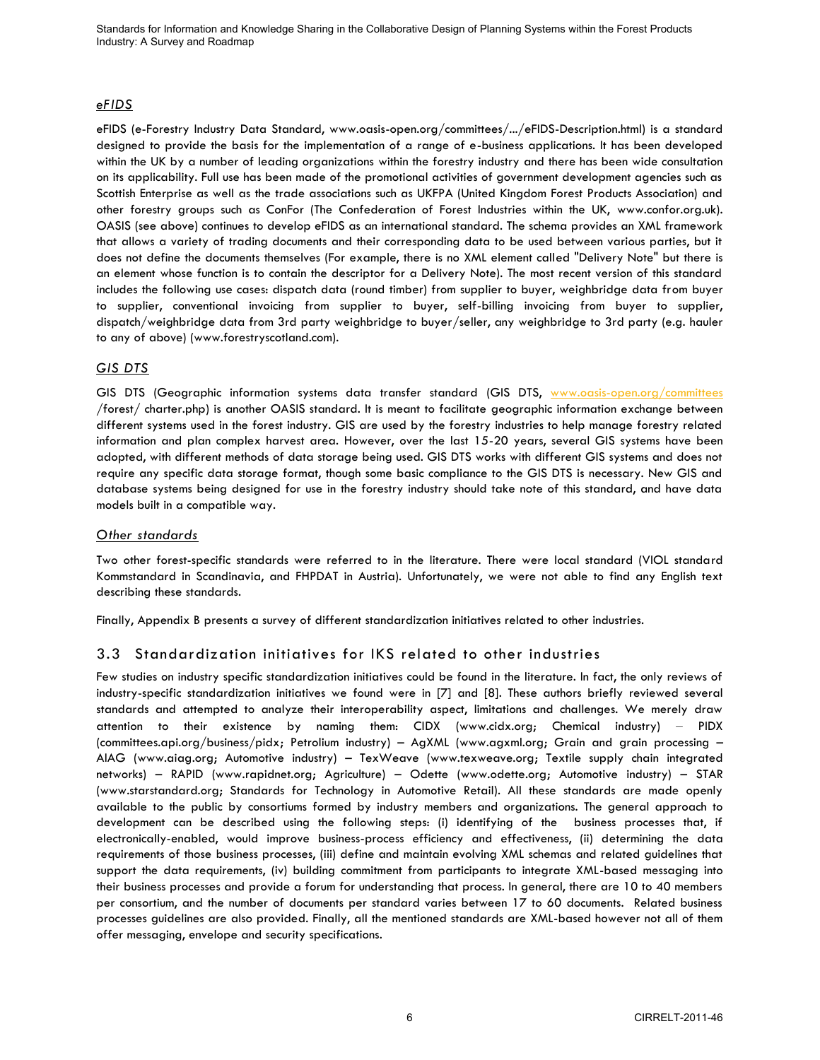*eFIDS*

eFIDS (e-Forestry Industry Data Standard, www.oasis-open.org/committees/.../eFIDS-Description.html) is a standard designed to provide the basis for the implementation of a range of e-business applications. It has been developed within the UK by a number of leading organizations within the forestry industry and there has been wide consultation on its applicability. Full use has been made of the promotional activities of government development agencies such as Scottish Enterprise as well as the trade associations such as UKFPA (United Kingdom Forest Products Association) and other forestry groups such as ConFor (The Confederation of Forest Industries within the UK, www.confor.org.uk). OASIS (see above) continues to develop eFIDS as an international standard. The schema provides an XML framework that allows a variety of trading documents and their corresponding data to be used between various parties, but it does not define the documents themselves (For example, there is no XML element called "Delivery Note" but there is an element whose function is to contain the descriptor for a Delivery Note). The most recent version of this standard includes the following use cases: dispatch data (round timber) from supplier to buyer, weighbridge data from buyer to supplier, conventional invoicing from supplier to buyer, self-billing invoicing from buyer to supplier, dispatch/weighbridge data from 3rd party weighbridge to buyer/seller, any weighbridge to 3rd party (e.g. hauler to any of above) (www.forestryscotland.com).

*GIS DTS*

GIS DTS (Geographic information systems data transfer standard (GIS DTS, www.oasis-open.org/committees /forest/ charter.php) is another OASIS standard. It is meant to facilitate geographic information exchange between different systems used in the forest industry. GIS are used by the forestry industries to help manage forestry related information and plan complex harvest area. However, over the last 15-20 years, several GIS systems have been adopted, with different methods of data storage being used. GIS DTS works with different GIS systems and does not require any specific data storage format, though some basic compliance to the GIS DTS is necessary. New GIS and database systems being designed for use in the forestry industry should take note of this standard, and have data models built in a compatible way.

*Other standards*

Two other forest-specific standards were referred to in the literature. There were local standard (VIOL standard Kommstandard in Scandinavia, and FHPDAT in Austria). Unfortunately, we were not able to find any English text describing these standards.

Finally, Appendix B presents a survey of different standardization initiatives related to other industries.

## 3.3 Standardization initiatives for IKS related to other industries

Few studies on industry specific standardization initiatives could be found in the literature. In fact, the only reviews of industry-specific standardization initiatives we found were in [7] and [8]. These authors briefly reviewed several standards and attempted to analyze their interoperability aspect, limitations and challenges. We merely draw attention to their existence by naming them: CIDX (www.cidx.org; Chemical industry) – PIDX (committees.api.org/business/pidx; Petrolium industry) – AgXML (www.agxml.org; Grain and grain processing – AIAG (www.aiag.org; Automotive industry) – TexWeave (www.texweave.org; Textile supply chain integrated networks) – RAPID (www.rapidnet.org; Agriculture) – Odette (www.odette.org; Automotive industry) – STAR (www.starstandard.org; Standards for Technology in Automotive Retail). All these standards are made openly available to the public by consortiums formed by industry members and organizations. The general approach to development can be described using the following steps: (i) identifying of the business processes that, if electronically-enabled, would improve business-process efficiency and effectiveness, (ii) determining the data requirements of those business processes, (iii) define and maintain evolving XML schemas and related guidelines that support the data requirements, (iv) building commitment from participants to integrate XML-based messaging into their business processes and provide a forum for understanding that process. In general, there are 10 to 40 members per consortium, and the number of documents per standard varies between 17 to 60 documents. Related business processes guidelines are also provided. Finally, all the mentioned standards are XML-based however not all of them offer messaging, envelope and security specifications.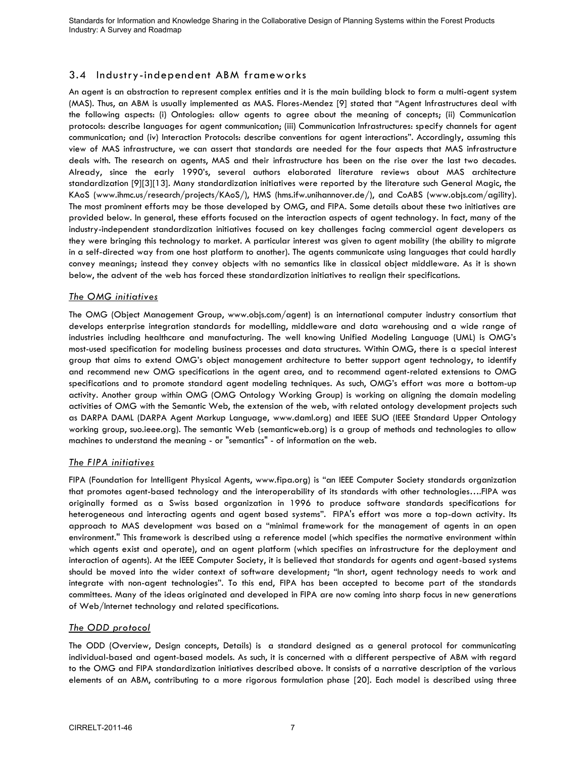## 3.4 Industry-independent ABM frameworks

An agent is an abstraction to represent complex entities and it is the main building block to form a multi-agent system (MAS). Thus, an ABM is usually implemented as MAS. Flores-Mendez [9] stated that "Agent Infrastructures deal with the following aspects: (i) Ontologies: allow agents to agree about the meaning of concepts; (ii) Communication protocols: describe languages for agent communication; (iii) Communication Infrastructures: specify channels for agent communication; and (iv) Interaction Protocols: describe conventions for agent interactions". Accordingly, assuming this view of MAS infrastructure, we can assert that standards are needed for the four aspects that MAS infrastructure deals with. The research on agents, MAS and their infrastructure has been on the rise over the last two decades. Already, since the early 1990's, several authors elaborated literature reviews about MAS architecture standardization [9][3][13]. Many standardization initiatives were reported by the literature such General Magic, the KAoS (www.ihmc.us/research/projects/KAoS/), HMS (hms.ifw.unihannover.de/), and CoABS (www.objs.com/agility). The most prominent efforts may be those developed by OMG, and FIPA. Some details about these two initiatives are provided below. In general, these efforts focused on the interaction aspects of agent technology. In fact, many of the industry-independent standardization initiatives focused on key challenges facing commercial agent developers as they were bringing this technology to market. A particular interest was given to agent mobility (the ability to migrate in a self-directed way from one host platform to another). The agents communicate using languages that could hardly convey meanings; instead they convey objects with no semantics like in classical object middleware. As it is shown below, the advent of the web has forced these standardization initiatives to realign their specifications.

### *The OMG initiatives*

The OMG (Object Management Group, www.objs.com/agent) is an international computer industry consortium that develops enterprise integration standards for modelling, middleware and data warehousing and a wide range of industries including healthcare and manufacturing. The well knowing Unified Modeling Language (UML) is OMG's most-used specification for modeling business processes and data structures. Within OMG, there is a special interest group that aims to extend OMG's object management architecture to better support agent technology, to identify and recommend new OMG specifications in the agent area, and to recommend agent-related extensions to OMG specifications and to promote standard agent modeling techniques. As such, OMG's effort was more a bottom-up activity. Another group within OMG (OMG Ontology Working Group) is working on aligning the domain modeling activities of OMG with the Semantic Web, the extension of the web, with related ontology development projects such as DARPA DAML (DARPA Agent Markup Language, www.daml.org) and IEEE SUO (IEEE Standard Upper Ontology working group, suo.ieee.org). The semantic Web (semanticweb.org) is a group of methods and technologies to allow machines to understand the meaning - or "semantics" - of information on the web.

### *The FIPA initiatives*

FIPA (Foundation for Intelligent Physical Agents, www.fipa.org) is "an IEEE Computer Society standards organization that promotes agent-based technology and the interoperability of its standards with other technologies….FIPA was originally formed as a Swiss based organization in 1996 to produce software standards specifications for heterogeneous and interacting agents and agent based systems". FIPA's effort was more a top-down activity. Its approach to MAS development was based on a "minimal framework for the management of agents in an open environment." This framework is described using a reference model (which specifies the normative environment within which agents exist and operate), and an agent platform (which specifies an infrastructure for the deployment and interaction of agents). At the IEEE Computer Society, it is believed that standards for agents and agent-based systems should be moved into the wider context of software development; "In short, agent technology needs to work and integrate with non-agent technologies". To this end, FIPA has been accepted to become part of the standards committees. Many of the ideas originated and developed in FIPA are now coming into sharp focus in new generations of Web/Internet technology and related specifications.

### *The ODD protocol*

The ODD (Overview, Design concepts, Details) is a standard designed as a general protocol for communicating individual-based and agent-based models. As such, it is concerned with a different perspective of ABM with regard to the OMG and FIPA standardization initiatives described above. It consists of a narrative description of the various elements of an ABM, contributing to a more rigorous formulation phase [20]. Each model is described using three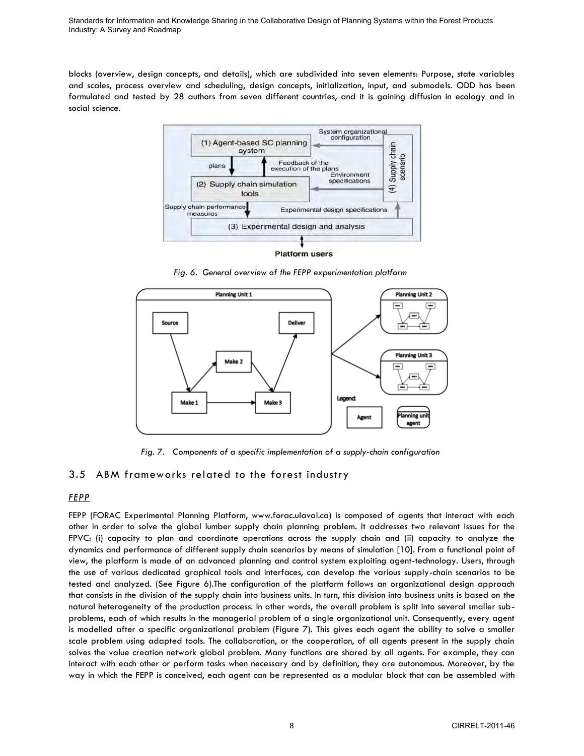blocks (overview, design concepts, and details), which are subdivided into seven elements: Purpose, state variables and scales, process overview and scheduling, design concepts, initialization, input, and submodels. ODD has been formulated and tested by 28 authors from seven different countries, and it is gaining diffusion in ecology and in social science.

*Fig. 6. General overview of the FEPP experimentation platform*

*Fig. 7. Components of a specific implementation of a supply-chain configuration*

## 3.5 ABM frameworks related to the forest industry

### FEPP

FEPP (FORAC Experimental Planning Platform, www.forac.ulaval.ca) is composed of agents that interact with each other in order to solve the global lumber supply chain planning problem. It addresses two relevant issues for the FPVC: (i) capacity to plan and coordinate operations across the supply chain and (ii) capacity to analyze the dynamics and performance of different supply chain scenarios by means of simulation [10]. From a functional point of view, the platform is made of an advanced planning and control system exploiting agent-technology. Users, through the use of various dedicated graphical tools and interfaces, can develop the various supply-chain scenarios to be tested and analyzed. (See Figure 6).The configuration of the platform follows an organizational design approach that consists in the division of the supply chain into business units. In turn, this division into business units is based on the natural heterogeneity of the production process. In other words, the overall problem is split into several smaller sub-problems, each of which results in the managerial problem of a single organizational unit. Consequently, every agent is modelled after a specific organizational problem (Figure 7). This gives each agent the ability to solve a smaller scale problem using adapted tools. The collaboration, or the cooperation, of all agents present in the supply chain solves the value creation network global problem. Many functions are shared by all agents. For example, they can interact with each other or perform tasks when necessary and by definition, they are autonomous. Moreover, by the way in which the FEPP is conceived, each agent can be represented as a modular block that can be assembled with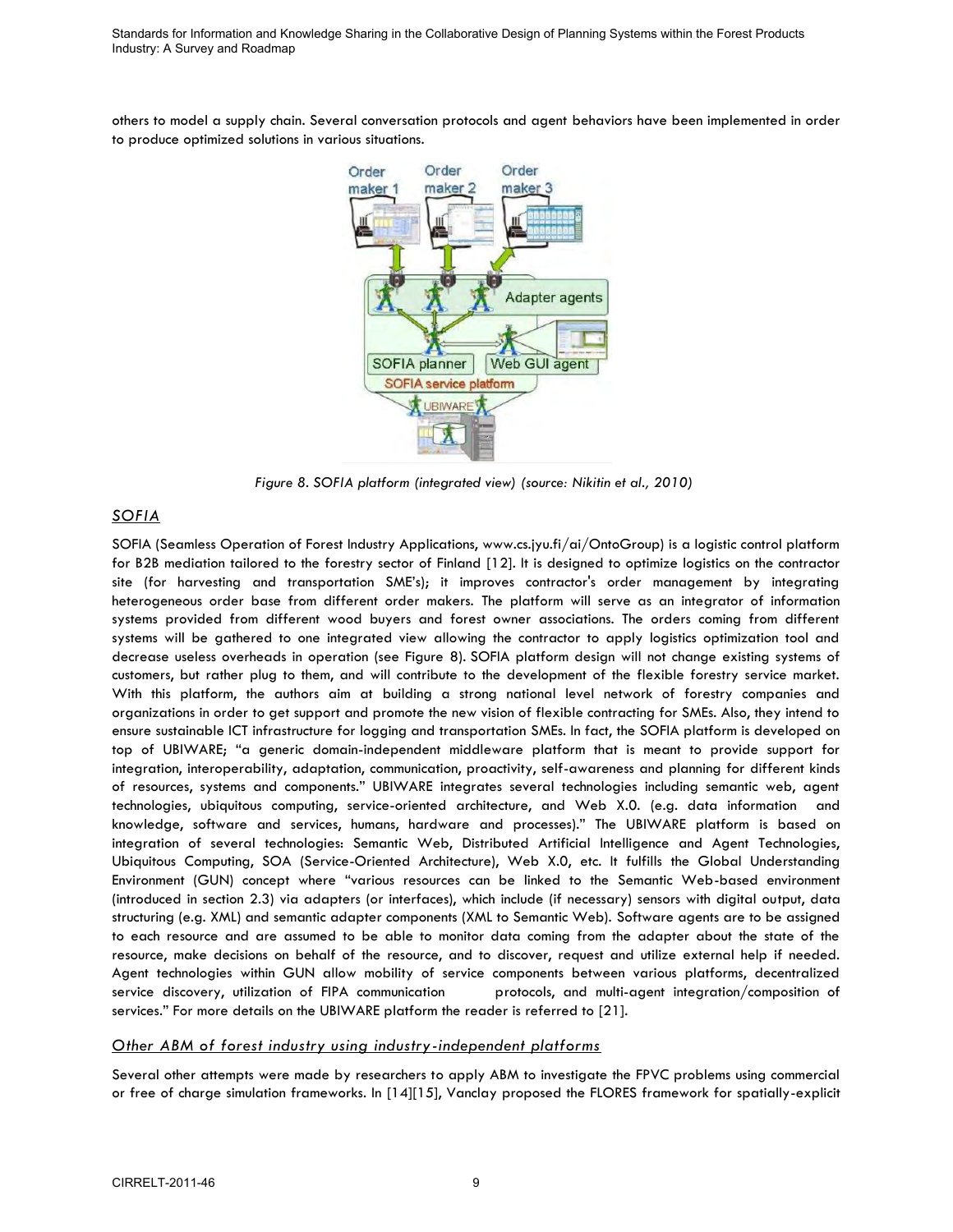others to model a supply chain. Several conversation protocols and agent behaviors have been implemented in order to produce optimized solutions in various situations.

*Figure 8. SOFIA platform (integrated view) (source: Nikitin et al., 2010)*

## SOFIA

SOFIA (Seamless Operation of Forest Industry Applications, www.cs.jyu.fi/ai/OntoGroup) is a logistic control platform for B2B mediation tailored to the forestry sector of Finland [12]. It is designed to optimize logistics on the contractor site (for harvesting and transportation SME's); it improves contractor's order management by integrating heterogeneous order base from different order makers. The platform will serve as an integrator of information systems provided from different wood buyers and forest owner associations. The orders coming from different systems will be gathered to one integrated view allowing the contractor to apply logistics optimization tool and decrease useless overheads in operation (see Figure 8). SOFIA platform design will not change existing systems of customers, but rather plug to them, and will contribute to the development of the flexible forestry service market. With this platform, the authors aim at building a strong national level network of forestry companies and organizations in order to get support and promote the new vision of flexible contracting for SMEs. Also, they intend to ensure sustainable ICT infrastructure for logging and transportation SMEs. In fact, the SOFIA platform is developed on top of UBIWARE; "a generic domain-independent middleware platform that is meant to provide support for integration, interoperability, adaptation, communication, proactivity, self-awareness and planning for different kinds of resources, systems and components." UBIWARE integrates several technologies including semantic web, agent technologies, ubiquitous computing, service-oriented architecture, and Web X.0. (e.g. data information and knowledge, software and services, humans, hardware and processes)." The UBIWARE platform is based on integration of several technologies: Semantic Web, Distributed Artificial Intelligence and Agent Technologies, Ubiquitous Computing, SOA (Service-Oriented Architecture), Web X.0, etc. It fulfills the Global Understanding Environment (GUN) concept where "various resources can be linked to the Semantic Web-based environment (introduced in section 2.3) via adapters (or interfaces), which include (if necessary) sensors with digital output, data structuring (e.g. XML) and semantic adapter components (XML to Semantic Web). Software agents are to be assigned to each resource and are assumed to be able to monitor data coming from the adapter about the state of the resource, make decisions on behalf of the resource, and to discover, request and utilize external help if needed. Agent technologies within GUN allow mobility of service components between various platforms, decentralized service discovery, utilization of FIPA communication protocols, and multi-agent integration/composition of services." For more details on the UBIWARE platform the reader is referred to [21].

## Other ABM of forest industry using industry-independent platforms

Several other attempts were made by researchers to apply ABM to investigate the FPVC problems using commercial or free of charge simulation frameworks. In [14][15], Vanclay proposed the FLORES framework for spatially-explicit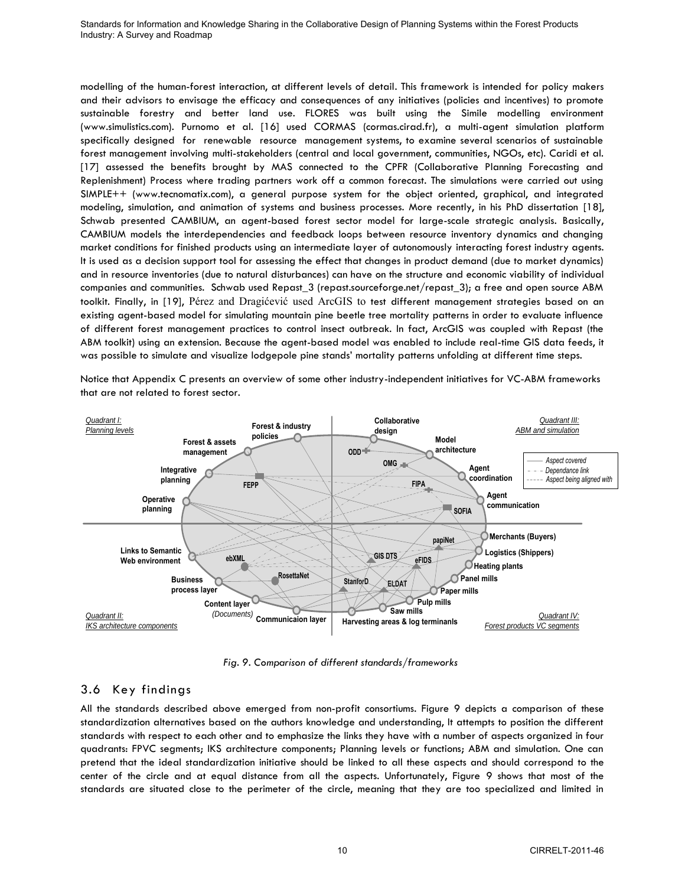modelling of the human-forest interaction, at different levels of detail. This framework is intended for policy makers and their advisors to envisage the efficacy and consequences of any initiatives (policies and incentives) to promote sustainable forestry and better land use. FLORES was built using the Simile modelling environment (www.simulistics.com). Purnomo et al. [16] used CORMAS (cormas.cirad.fr), a multi-agent simulation platform specifically designed for renewable resource management systems, to examine several scenarios of sustainable forest management involving multi-stakeholders (central and local government, communities, NGOs, etc). Caridi et al. [17] assessed the benefits brought by MAS connected to the CPFR (Collaborative Planning Forecasting and Replenishment) Process where trading partners work off a common forecast. The simulations were carried out using SIMPLE++ (www.tecnomatix.com), a general purpose system for the object oriented, graphical, and integrated modeling, simulation, and animation of systems and business processes. More recently, in his PhD dissertation [18], Schwab presented CAMBIUM, an agent-based forest sector model for large-scale strategic analysis. Basically, CAMBIUM models the interdependencies and feedback loops between resource inventory dynamics and changing market conditions for finished products using an intermediate layer of autonomously interacting forest industry agents. It is used as a decision support tool for assessing the effect that changes in product demand (due to market dynamics) and in resource inventories (due to natural disturbances) can have on the structure and economic viability of individual companies and communities. Schwab used Repast_3 (repast.sourceforge.net/repast_3); a free and open source ABM toolkit. Finally, in [19], Pérez and Dragićević used ArcGIS to test different management strategies based on an existing agent-based model for simulating mountain pine beetle tree mortality patterns in order to evaluate influence of different forest management practices to control insect outbreak. In fact, ArcGIS was coupled with Repast (the ABM toolkit) using an extension. Because the agent-based model was enabled to include real-time GIS data feeds, it was possible to simulate and visualize lodgepole pine stands' mortality patterns unfolding at different time steps.

Notice that Appendix C presents an overview of some other industry-independent initiatives for VC-ABM frameworks that are not related to forest sector.

*Fig. 9. Comparison of different standards/frameworks*

## 3.6 Key findings

All the standards described above emerged from non-profit consortiums. Figure 9 depicts a comparison of these standardization alternatives based on the authors knowledge and understanding, It attempts to position the different standards with respect to each other and to emphasize the links they have with a number of aspects organized in four quadrants: FPVC segments; IKS architecture components; Planning levels or functions; ABM and simulation. One can pretend that the ideal standardization initiative should be linked to all these aspects and should correspond to the center of the circle and at equal distance from all the aspects. Unfortunately, Figure 9 shows that most of the standards are situated close to the perimeter of the circle, meaning that they are too specialized and limited in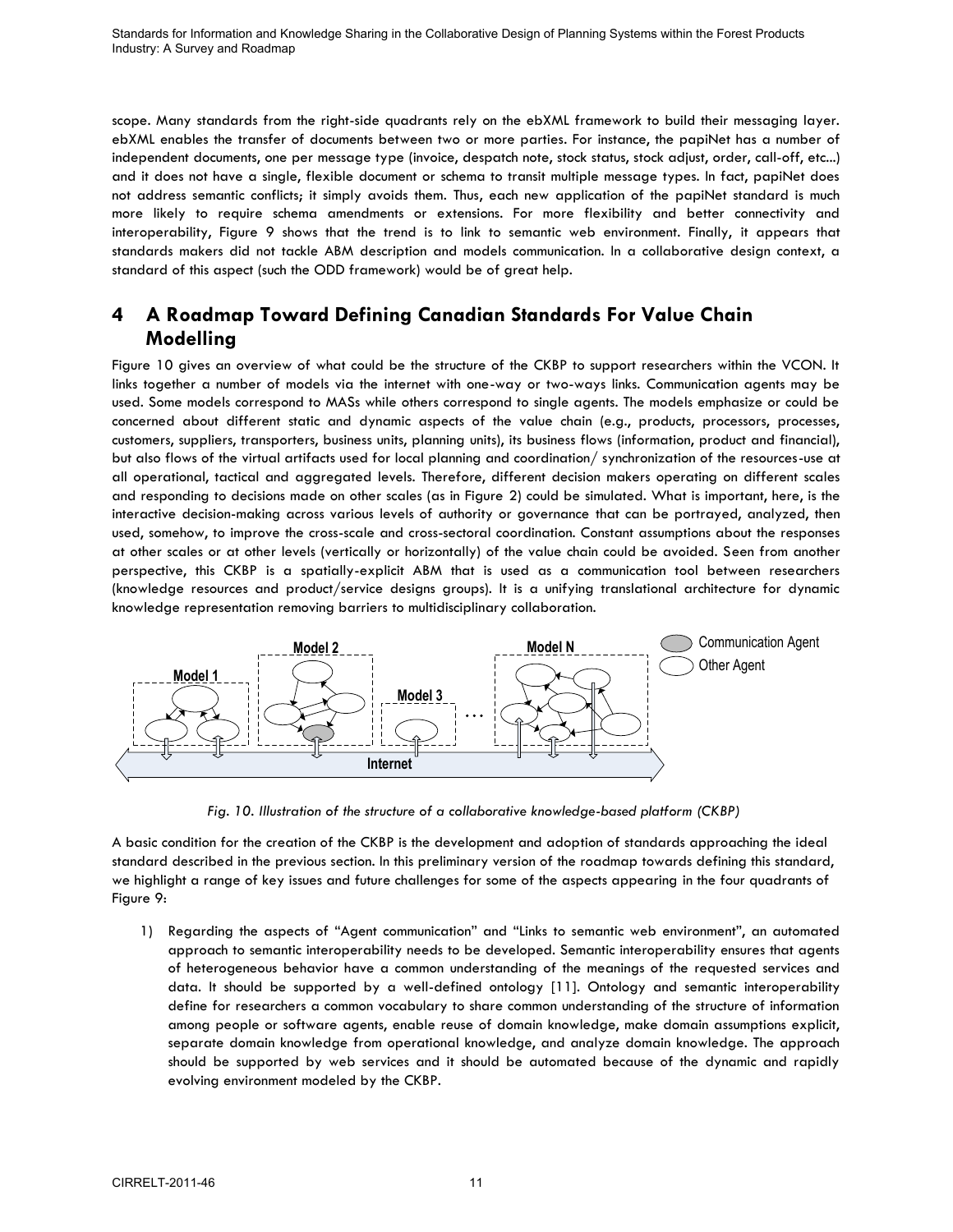scope. Many standards from the right-side quadrants rely on the ebXML framework to build their messaging layer. ebXML enables the transfer of documents between two or more parties. For instance, the papiNet has a number of independent documents, one per message type (invoice, despatch note, stock status, stock adjust, order, call-off, etc...) and it does not have a single, flexible document or schema to transit multiple message types. In fact, papiNet does not address semantic conflicts; it simply avoids them. Thus, each new application of the papiNet standard is much more likely to require schema amendments or extensions. For more flexibility and better connectivity and interoperability, Figure 9 shows that the trend is to link to semantic web environment. Finally, it appears that standards makers did not tackle ABM description and models communication. In a collaborative design context, a standard of this aspect (such the ODD framework) would be of great help.

# 4 A Roadmap Toward Defining Canadian Standards For Value Chain Modelling

Figure 10 gives an overview of what could be the structure of the CKBP to support researchers within the VCON. It links together a number of models via the internet with one-way or two-ways links. Communication agents may be used. Some models correspond to MASs while others correspond to single agents. The models emphasize or could be concerned about different static and dynamic aspects of the value chain (e.g., products, processors, processes, customers, suppliers, transporters, business units, planning units), its business flows (information, product and financial), but also flows of the virtual artifacts used for local planning and coordination/ synchronization of the resources-use at all operational, tactical and aggregated levels. Therefore, different decision makers operating on different scales and responding to decisions made on other scales (as in Figure 2) could be simulated. What is important, here, is the interactive decision-making across various levels of authority or governance that can be portrayed, analyzed, then used, somehow, to improve the cross-scale and cross-sectoral coordination. Constant assumptions about the responses at other scales or at other levels (vertically or horizontally) of the value chain could be avoided. Seen from another perspective, this CKBP is a spatially-explicit ABM that is used as a communication tool between researchers (knowledge resources and product/service designs groups). It is a unifying translational architecture for dynamic knowledge representation removing barriers to multidisciplinary collaboration.

*Fig. 10. Illustration of the structure of a collaborative knowledge-based platform (CKBP)*

A basic condition for the creation of the CKBP is the development and adoption of standards approaching the ideal standard described in the previous section. In this preliminary version of the roadmap towards defining this standard, we highlight a range of key issues and future challenges for some of the aspects appearing in the four quadrants of Figure 9:

1) Regarding the aspects of "Agent communication" and "Links to semantic web environment", an automated approach to semantic interoperability needs to be developed. Semantic interoperability ensures that agents of heterogeneous behavior have a common understanding of the meanings of the requested services and data. It should be supported by a well-defined ontology [11]. Ontology and semantic interoperability define for researchers a common vocabulary to share common understanding of the structure of information among people or software agents, enable reuse of domain knowledge, make domain assumptions explicit, separate domain knowledge from operational knowledge, and analyze domain knowledge. The approach should be supported by web services and it should be automated because of the dynamic and rapidly evolving environment modeled by the CKBP.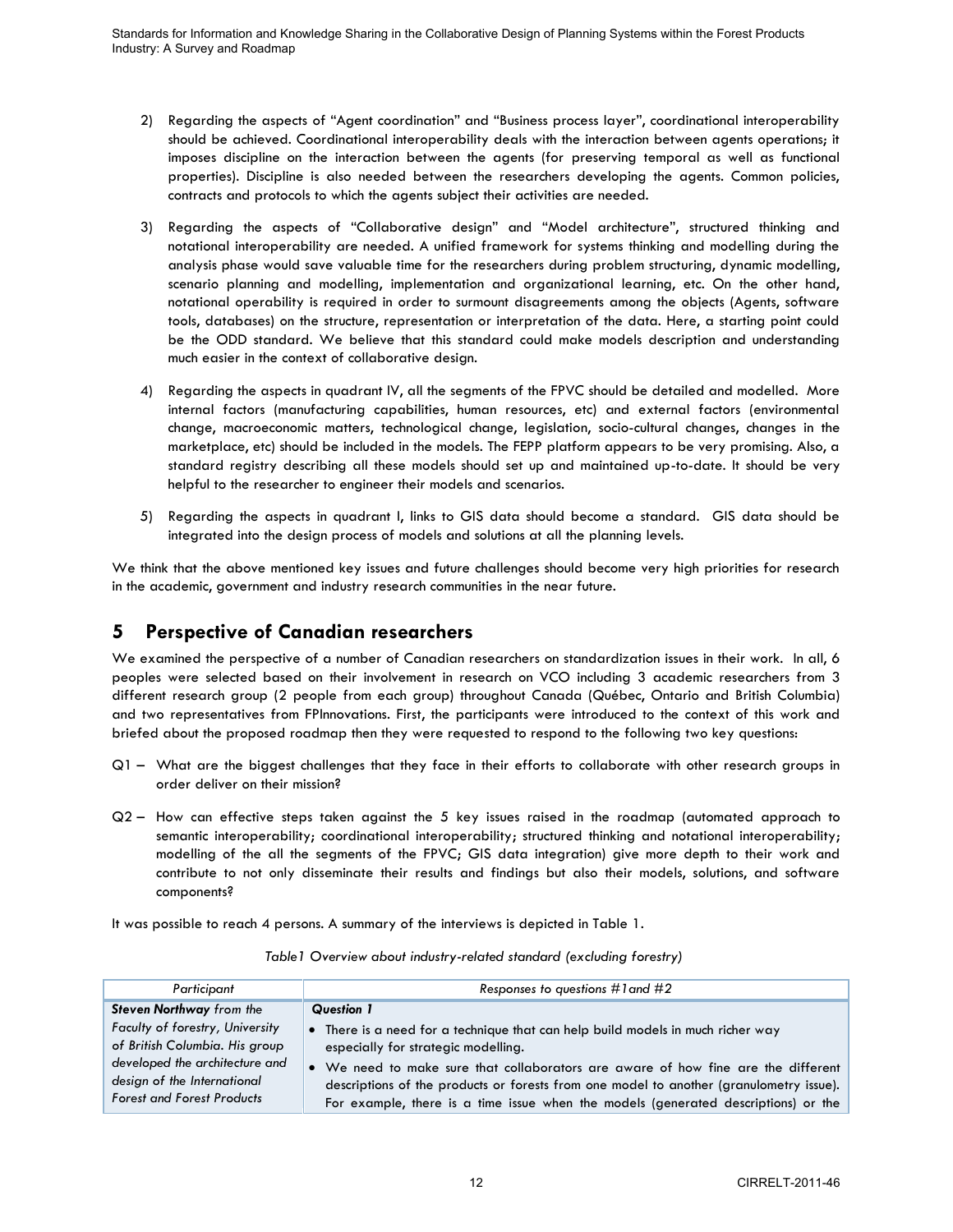2) Regarding the aspects of "Agent coordination" and "Business process layer", coordinational interoperability should be achieved. Coordinational interoperability deals with the interaction between agents operations; it imposes discipline on the interaction between the agents (for preserving temporal as well as functional properties). Discipline is also needed between the researchers developing the agents. Common policies, contracts and protocols to which the agents subject their activities are needed.

3) Regarding the aspects of "Collaborative design" and "Model architecture", structured thinking and notational interoperability are needed. A unified framework for systems thinking and modelling during the analysis phase would save valuable time for the researchers during problem structuring, dynamic modelling, scenario planning and modelling, implementation and organizational learning, etc. On the other hand, notational operability is required in order to surmount disagreements among the objects (Agents, software tools, databases) on the structure, representation or interpretation of the data. Here, a starting point could be the ODD standard. We believe that this standard could make models description and understanding much easier in the context of collaborative design.

4) Regarding the aspects in quadrant IV, all the segments of the FPVC should be detailed and modelled. More internal factors (manufacturing capabilities, human resources, etc) and external factors (environmental change, macroeconomic matters, technological change, legislation, socio-cultural changes, changes in the marketplace, etc) should be included in the models. The FEPP platform appears to be very promising. Also, a standard registry describing all these models should set up and maintained up-to-date. It should be very helpful to the researcher to engineer their models and scenarios.

5) Regarding the aspects in quadrant I, links to GIS data should become a standard. GIS data should be integrated into the design process of models and solutions at all the planning levels.

We think that the above mentioned key issues and future challenges should become very high priorities for research in the academic, government and industry research communities in the near future.

# 5 Perspective of Canadian researchers

We examined the perspective of a number of Canadian researchers on standardization issues in their work. In all, 6 peoples were selected based on their involvement in research on VCO including 3 academic researchers from 3 different research group (2 people from each group) throughout Canada (Québec, Ontario and British Columbia) and two representatives from FPInnovations. First, the participants were introduced to the context of this work and briefed about the proposed roadmap then they were requested to respond to the following two key questions:

Q1 – What are the biggest challenges that they face in their efforts to collaborate with other research groups in order deliver on their mission?

Q2 – How can effective steps taken against the 5 key issues raised in the roadmap (automated approach to semantic interoperability; coordinational interoperability; structured thinking and notational interoperability; modelling of the all the segments of the FPVC; GIS data integration) give more depth to their work and contribute to not only disseminate their results and findings but also their models, solutions, and software components?

It was possible to reach 4 persons. A summary of the interviews is depicted in Table 1.

*Table1 Overview about industry-related standard (excluding forestry)*

| *Participant* | *Responses to questions #1and #2* |
|---|---|
| ***Steven Northway** from the Faculty of forestry, University of British Columbia. His group developed the architecture and design of the International Forest and Forest Products* | ***Question 1*** <br> • There is a need for a technique that can help build models in much richer way especially for strategic modelling. <br> • We need to make sure that collaborators are aware of how fine are the different descriptions of the products or forests from one model to another (granulometry issue). For example, there is a time issue when the models (generated descriptions) or the |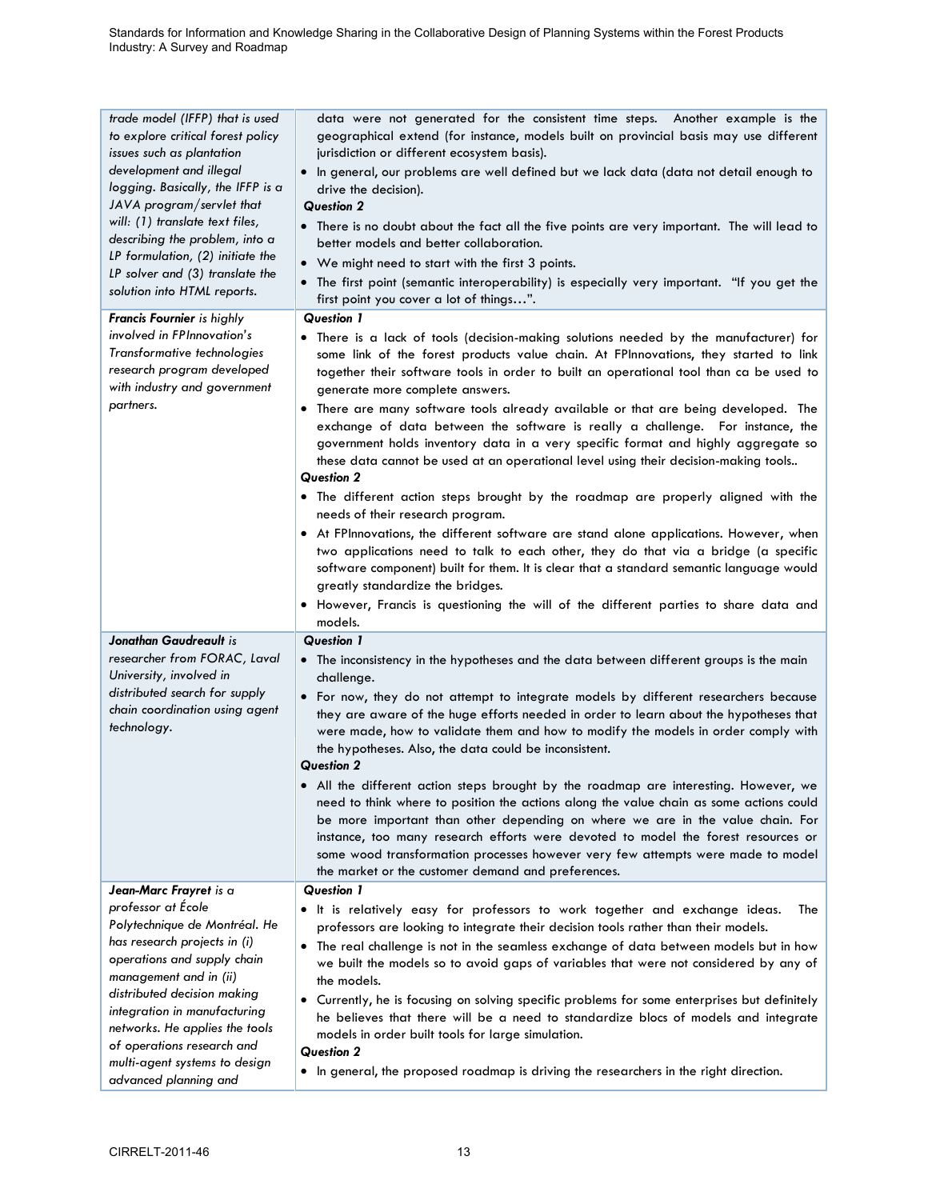| | |
|---|---|
| *trade model (IFFP) that is used to explore critical forest policy issues such as plantation development and illegal logging. Basically, the IFFP is a JAVA program/servlet that will: (1) translate text files, describing the problem, into a LP formulation, (2) initiate the LP solver and (3) translate the solution into HTML reports.* | data were not generated for the consistent time steps. Another example is the geographical extend (for instance, models built on provincial basis may use different jurisdiction or different ecosystem basis).<br>• In general, our problems are well defined but we lack data (data not detail enough to drive the decision).<br>***Question 2***<br>• There is no doubt about the fact all the five points are very important. The will lead to better models and better collaboration.<br>• We might need to start with the first 3 points.<br>• The first point (semantic interoperability) is especially very important. "If you get the first point you cover a lot of things…". |
| ***Francis Fournier*** *is highly involved in FPInnovation's Transformative technologies research program developed with industry and government partners.* | ***Question 1***<br>• There is a lack of tools (decision-making solutions needed by the manufacturer) for some link of the forest products value chain. At FPInnovations, they started to link together their software tools in order to built an operational tool than ca be used to generate more complete answers.<br>• There are many software tools already available or that are being developed. The exchange of data between the software is really a challenge. For instance, the government holds inventory data in a very specific format and highly aggregate so these data cannot be used at an operational level using their decision-making tools..<br>***Question 2***<br>• The different action steps brought by the roadmap are properly aligned with the needs of their research program.<br>• At FPInnovations, the different software are stand alone applications. However, when two applications need to talk to each other, they do that via a bridge (a specific software component) built for them. It is clear that a standard semantic language would greatly standardize the bridges.<br>• However, Francis is questioning the will of the different parties to share data and models. |
| ***Jonathan Gaudreault*** *is researcher from FORAC, Laval University, involved in distributed search for supply chain coordination using agent technology.* | ***Question 1***<br>• The inconsistency in the hypotheses and the data between different groups is the main challenge.<br>• For now, they do not attempt to integrate models by different researchers because they are aware of the huge efforts needed in order to learn about the hypotheses that were made, how to validate them and how to modify the models in order comply with the hypotheses. Also, the data could be inconsistent.<br>***Question 2***<br>• All the different action steps brought by the roadmap are interesting. However, we need to think where to position the actions along the value chain as some actions could be more important than other depending on where we are in the value chain. For instance, too many research efforts were devoted to model the forest resources or some wood transformation processes however very few attempts were made to model the market or the customer demand and preferences. |
| ***Jean-Marc Frayret*** *is a professor at École Polytechnique de Montréal. He has research projects in (i) operations and supply chain management and in (ii) distributed decision making integration in manufacturing networks. He applies the tools of operations research and multi-agent systems to design advanced planning and* | ***Question 1***<br>• It is relatively easy for professors to work together and exchange ideas. The professors are looking to integrate their decision tools rather than their models.<br>• The real challenge is not in the seamless exchange of data between models but in how we built the models so to avoid gaps of variables that were not considered by any of the models.<br>• Currently, he is focusing on solving specific problems for some enterprises but definitely he believes that there will be a need to standardize blocs of models and integrate models in order built tools for large simulation.<br>***Question 2***<br>• In general, the proposed roadmap is driving the researchers in the right direction. |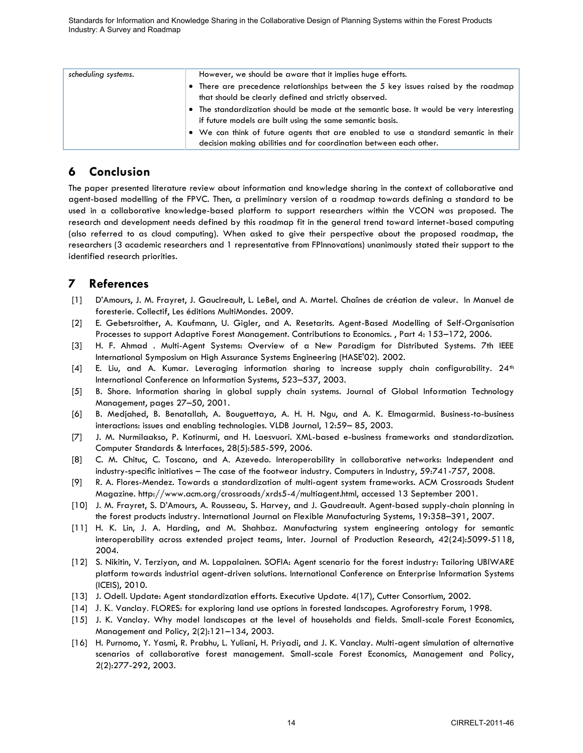| scheduling systems. | However, we should be aware that it implies huge efforts.<br>• There are precedence relationships between the 5 key issues raised by the roadmap that should be clearly defined and strictly observed.<br>• The standardization should be made at the semantic base. It would be very interesting if future models are built using the same semantic basis.<br>• We can think of future agents that are enabled to use a standard semantic in their decision making abilities and for coordination between each other. |
|---|---|

## 6 Conclusion

The paper presented literature review about information and knowledge sharing in the context of collaborative and agent-based modelling of the FPVC. Then, a preliminary version of a roadmap towards defining a standard to be used in a collaborative knowledge-based platform to support researchers within the VCON was proposed. The research and development needs defined by this roadmap fit in the general trend toward internet-based computing (also referred to as cloud computing). When asked to give their perspective about the proposed roadmap, the researchers (3 academic researchers and 1 representative from FPInnovations) unanimously stated their support to the identified research priorities.

## 7 References

[1] D'Amours, J. M. Frayret, J. Gauclreault, L. LeBel, and A. Martel. Chaînes de création de valeur. In Manuel de foresterie. Collectif, Les éditions MultiMondes. 2009.

[2] E. Gebetsroither, A. Kaufmann, U. Gigler, and A. Resetarits. Agent-Based Modelling of Self-Organisation Processes to support Adaptive Forest Management. Contributions to Economics. , Part 4: 153–172, 2006.

[3] H. F. Ahmad . Multi-Agent Systems: Overview of a New Paradigm for Distributed Systems. 7th IEEE International Symposium on High Assurance Systems Engineering (HASE'02). 2002.

[4] E. Liu, and A. Kumar. Leveraging information sharing to increase supply chain configurability. 24th International Conference on Information Systems, 523–537, 2003.

[5] B. Shore. Information sharing in global supply chain systems. Journal of Global Information Technology Management, pages 27–50, 2001.

[6] B. Medjahed, B. Benatallah, A. Bouguettaya, A. H. H. Ngu, and A. K. Elmagarmid. Business-to-business interactions: issues and enabling technologies. VLDB Journal, 12:59– 85, 2003.

[7] J. M. Nurmilaakso, P. Kotinurmi, and H. Laesvuori. XML-based e-business frameworks and standardization. Computer Standards & Interfaces, 28(5):585-599, 2006.

[8] C. M. Chituc, C. Toscano, and A. Azevedo. Interoperability in collaborative networks: Independent and industry-specific initiatives – The case of the footwear industry. Computers in Industry, 59:741-757, 2008.

[9] R. A. Flores-Mendez. Towards a standardization of multi-agent system frameworks. ACM Crossroads Student Magazine. http://www.acm.org/crossroads/xrds5-4/multiagent.html, accessed 13 September 2001.

[10] J. M. Frayret, S. D'Amours, A. Rousseau, S. Harvey, and J. Gaudreault. Agent-based supply-chain planning in the forest products industry. International Journal on Flexible Manufacturing Systems, 19:358–391, 2007.

[11] H. K. Lin, J. A. Harding, and M. Shahbaz. Manufacturing system engineering ontology for semantic interoperability across extended project teams, Inter. Journal of Production Research, 42(24):5099-5118, 2004.

[12] S. Nikitin, V. Terziyan, and M. Lappalainen. SOFIA: Agent scenario for the forest industry: Tailoring UBIWARE platform towards industrial agent-driven solutions. International Conference on Enterprise Information Systems (ICEIS), 2010.

[13] J. Odell. Update: Agent standardization efforts. Executive Update. 4(17), Cutter Consortium, 2002.

[14] J. K. Vanclay. FLORES: for exploring land use options in forested landscapes. Agroforestry Forum, 1998.

[15] J. K. Vanclay. Why model landscapes at the level of households and fields. Small-scale Forest Economics, Management and Policy, 2(2):121–134, 2003.

[16] H. Purnomo, Y. Yasmi, R. Prabhu, L. Yuliani, H. Priyadi, and J. K. Vanclay. Multi-agent simulation of alternative scenarios of collaborative forest management. Small-scale Forest Economics, Management and Policy, 2(2):277-292, 2003.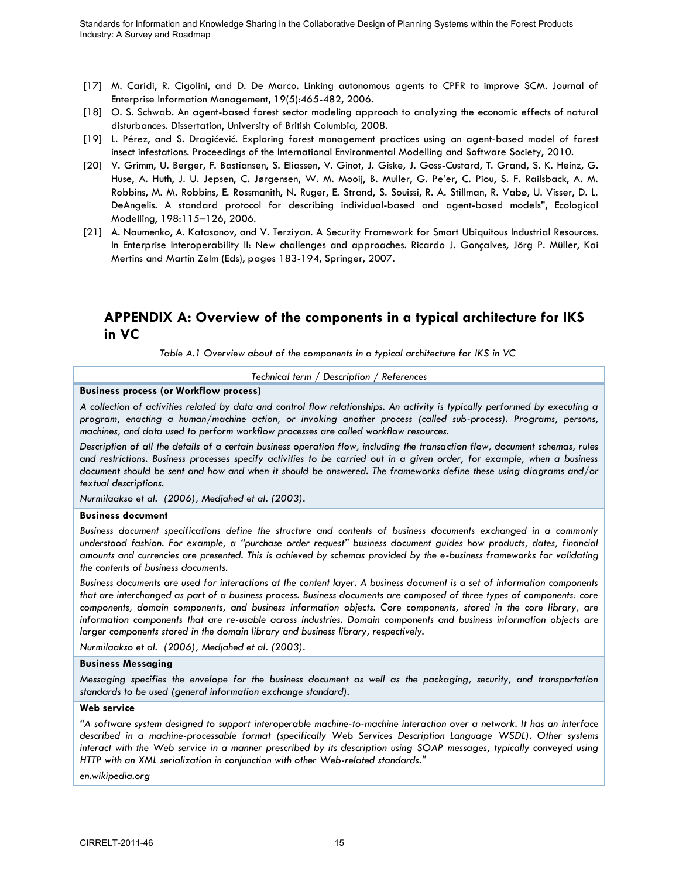[17] M. Caridi, R. Cigolini, and D. De Marco. Linking autonomous agents to CPFR to improve SCM. Journal of Enterprise Information Management, 19(5):465-482, 2006.

[18] O. S. Schwab. An agent-based forest sector modeling approach to analyzing the economic effects of natural disturbances. Dissertation, University of British Columbia, 2008.

[19] L. Pérez, and S. Dragićević. Exploring forest management practices using an agent-based model of forest insect infestations. Proceedings of the International Environmental Modelling and Software Society, 2010.

[20] V. Grimm, U. Berger, F. Bastiansen, S. Eliassen, V. Ginot, J. Giske, J. Goss-Custard, T. Grand, S. K. Heinz, G. Huse, A. Huth, J. U. Jepsen, C. Jørgensen, W. M. Mooij, B. Muller, G. Pe'er, C. Piou, S. F. Railsback, A. M. Robbins, M. M. Robbins, E. Rossmanith, N. Ruger, E. Strand, S. Souissi, R. A. Stillman, R. Vabø, U. Visser, D. L. DeAngelis. A standard protocol for describing individual-based and agent-based models", Ecological Modelling, 198:115–126, 2006.

[21] A. Naumenko, A. Katasonov, and V. Terziyan. A Security Framework for Smart Ubiquitous Industrial Resources. In Enterprise Interoperability II: New challenges and approaches. Ricardo J. Gonçalves, Jörg P. Müller, Kai Mertins and Martin Zelm (Eds), pages 183-194, Springer, 2007.

# APPENDIX A: Overview of the components in a typical architecture for IKS in VC

*Table A.1 Overview about of the components in a typical architecture for IKS in VC*

| *Technical term / Description / References* |
|---|
| **Business process (or Workflow process)** |
| *A collection of activities related by data and control flow relationships. An activity is typically performed by executing a program, enacting a human/machine action, or invoking another process (called sub-process). Programs, persons, machines, and data used to perform workflow processes are called workflow resources.* |
| *Description of all the details of a certain business operation flow, including the transaction flow, document schemas, rules and restrictions. Business processes specify activities to be carried out in a given order, for example, when a business document should be sent and how and when it should be answered. The frameworks define these using diagrams and/or textual descriptions.* |
| *Nurmilaakso et al. (2006), Medjahed et al. (2003).* |
| **Business document** |
| *Business document specifications define the structure and contents of business documents exchanged in a commonly understood fashion. For example, a "purchase order request" business document guides how products, dates, financial amounts and currencies are presented. This is achieved by schemas provided by the e-business frameworks for validating the contents of business documents.* |
| *Business documents are used for interactions at the content layer. A business document is a set of information components that are interchanged as part of a business process. Business documents are composed of three types of components: core components, domain components, and business information objects. Core components, stored in the core library, are information components that are re-usable across industries. Domain components and business information objects are larger components stored in the domain library and business library, respectively.* |
| *Nurmilaakso et al. (2006), Medjahed et al. (2003).* |
| **Business Messaging** |
| *Messaging specifies the envelope for the business document as well as the packaging, security, and transportation standards to be used (general information exchange standard).* |
| **Web service** |
| *"A software system designed to support interoperable machine-to-machine interaction over a network. It has an interface described in a machine-processable format (specifically Web Services Description Language WSDL). Other systems interact with the Web service in a manner prescribed by its description using SOAP messages, typically conveyed using HTTP with an XML serialization in conjunction with other Web-related standards."* |
| *en.wikipedia.org* |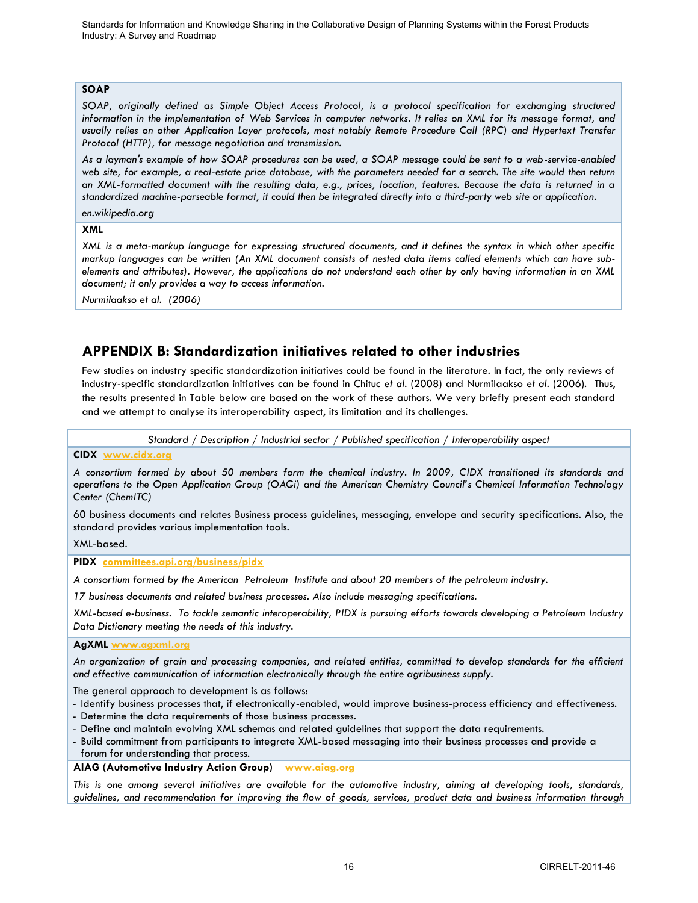**SOAP**

*SOAP, originally defined as Simple Object Access Protocol, is a protocol specification for exchanging structured information in the implementation of Web Services in computer networks. It relies on XML for its message format, and usually relies on other Application Layer protocols, most notably Remote Procedure Call (RPC) and Hypertext Transfer Protocol (HTTP), for message negotiation and transmission.*

*As a layman's example of how SOAP procedures can be used, a SOAP message could be sent to a web-service-enabled web site, for example, a real-estate price database, with the parameters needed for a search. The site would then return an XML-formatted document with the resulting data, e.g., prices, location, features. Because the data is returned in a standardized machine-parseable format, it could then be integrated directly into a third-party web site or application.*

*en.wikipedia.org*

**XML**

*XML is a meta-markup language for expressing structured documents, and it defines the syntax in which other specific markup languages can be written (An XML document consists of nested data items called elements which can have sub-elements and attributes). However, the applications do not understand each other by only having information in an XML document; it only provides a way to access information.*

*Nurmilaakso et al. (2006)*

## APPENDIX B: Standardization initiatives related to other industries

Few studies on industry specific standardization initiatives could be found in the literature. In fact, the only reviews of industry-specific standardization initiatives can be found in Chituc *et al.* (2008) and Nurmilaakso *et al.* (2006). Thus, the results presented in Table below are based on the work of these authors. We very briefly present each standard and we attempt to analyse its interoperability aspect, its limitation and its challenges.

*Standard / Description / Industrial sector / Published specification / Interoperability aspect*

**CIDX** www.cidx.org

*A consortium formed by about 50 members form the chemical industry. In 2009, CIDX transitioned its standards and operations to the Open Application Group (OAGi) and the American Chemistry Council's Chemical Information Technology Center (ChemITC)*

60 business documents and relates Business process guidelines, messaging, envelope and security specifications. Also, the standard provides various implementation tools.

XML-based.

**PIDX** committees.api.org/business/pidx

*A consortium formed by the American Petroleum Institute and about 20 members of the petroleum industry.*

*17 business documents and related business processes. Also include messaging specifications.*

*XML-based e-business. To tackle semantic interoperability, PIDX is pursuing efforts towards developing a Petroleum Industry Data Dictionary meeting the needs of this industry.*

**AgXML** www.agxml.org

*An organization of grain and processing companies, and related entities, committed to develop standards for the efficient and effective communication of information electronically through the entire agribusiness supply.*

The general approach to development is as follows:

- Identify business processes that, if electronically-enabled, would improve business-process efficiency and effectiveness.
- Determine the data requirements of those business processes.
- Define and maintain evolving XML schemas and related guidelines that support the data requirements.
- Build commitment from participants to integrate XML-based messaging into their business processes and provide a forum for understanding that process.

**AIAG (Automotive Industry Action Group)** www.aiag.org

*This is one among several initiatives are available for the automotive industry, aiming at developing tools, standards, guidelines, and recommendation for improving the flow of goods, services, product data and business information through*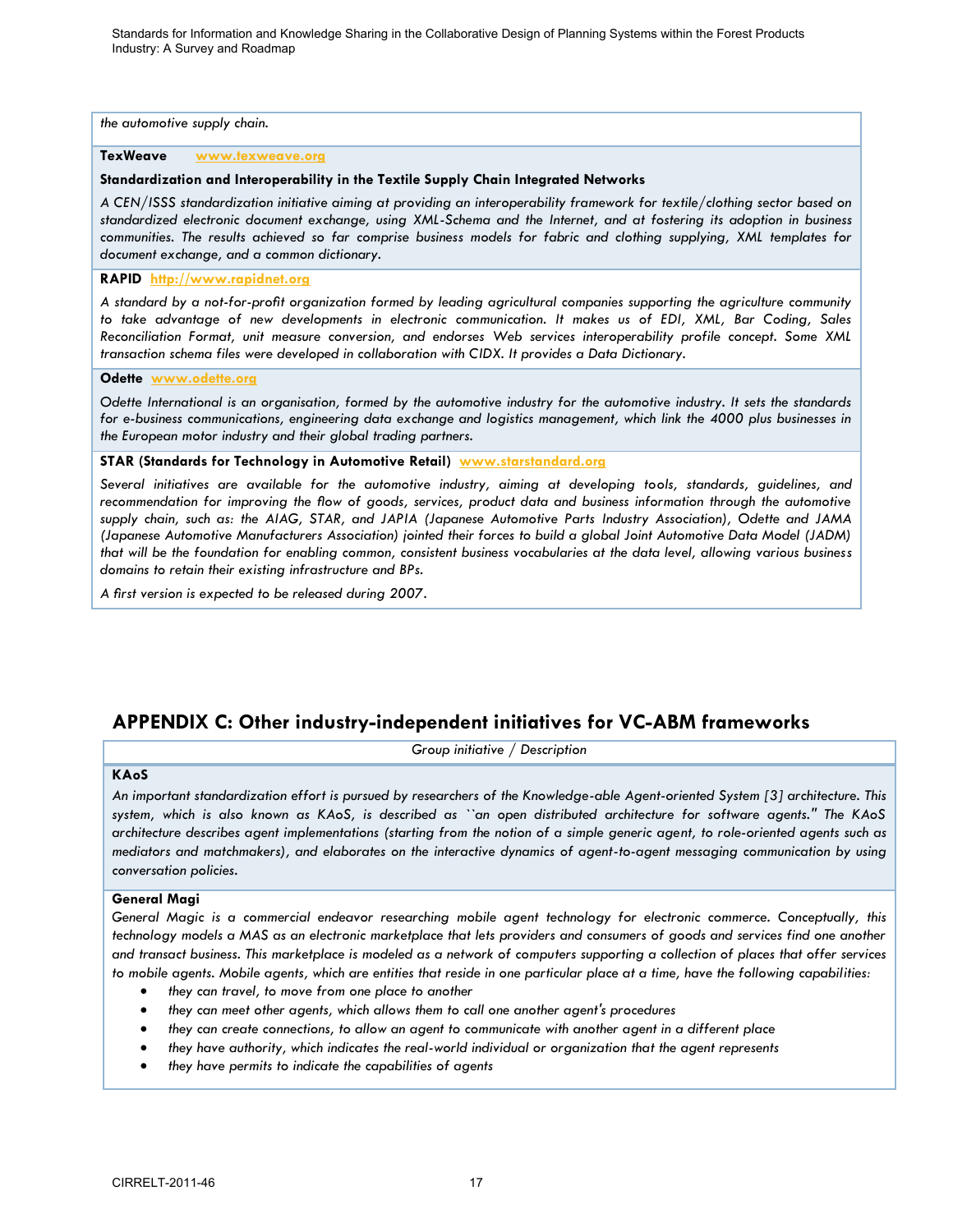*the automotive supply chain.*

**TexWeave** www.texweave.org

**Standardization and Interoperability in the Textile Supply Chain Integrated Networks**

*A CEN/ISSS standardization initiative aiming at providing an interoperability framework for textile/clothing sector based on standardized electronic document exchange, using XML-Schema and the Internet, and at fostering its adoption in business communities. The results achieved so far comprise business models for fabric and clothing supplying, XML templates for document exchange, and a common dictionary.*

**RAPID** http://www.rapidnet.org

*A standard by a not-for-profit organization formed by leading agricultural companies supporting the agriculture community to take advantage of new developments in electronic communication. It makes us of EDI, XML, Bar Coding, Sales Reconciliation Format, unit measure conversion, and endorses Web services interoperability profile concept. Some XML transaction schema files were developed in collaboration with CIDX. It provides a Data Dictionary.*

**Odette** www.odette.org

*Odette International is an organisation, formed by the automotive industry for the automotive industry. It sets the standards for e-business communications, engineering data exchange and logistics management, which link the 4000 plus businesses in the European motor industry and their global trading partners.*

**STAR (Standards for Technology in Automotive Retail)** www.starstandard.org

*Several initiatives are available for the automotive industry, aiming at developing tools, standards, guidelines, and recommendation for improving the flow of goods, services, product data and business information through the automotive supply chain, such as: the AIAG, STAR, and JAPIA (Japanese Automotive Parts Industry Association), Odette and JAMA (Japanese Automotive Manufacturers Association) jointed their forces to build a global Joint Automotive Data Model (JADM) that will be the foundation for enabling common, consistent business vocabularies at the data level, allowing various business domains to retain their existing infrastructure and BPs.*

*A first version is expected to be released during 2007.*

## APPENDIX C: Other industry-independent initiatives for VC-ABM frameworks

*Group initiative / Description*

**KAoS**

*An important standardization effort is pursued by researchers of the Knowledge-able Agent-oriented System [3] architecture. This system, which is also known as KAoS, is described as ``an open distributed architecture for software agents." The KAoS architecture describes agent implementations (starting from the notion of a simple generic agent, to role-oriented agents such as mediators and matchmakers), and elaborates on the interactive dynamics of agent-to-agent messaging communication by using conversation policies.*

**General Magi**

*General Magic is a commercial endeavor researching mobile agent technology for electronic commerce. Conceptually, this technology models a MAS as an electronic marketplace that lets providers and consumers of goods and services find one another and transact business. This marketplace is modeled as a network of computers supporting a collection of places that offer services to mobile agents. Mobile agents, which are entities that reside in one particular place at a time, have the following capabilities:*

- *they can travel, to move from one place to another*
- *they can meet other agents, which allows them to call one another agent's procedures*
- *they can create connections, to allow an agent to communicate with another agent in a different place*
- *they have authority, which indicates the real-world individual or organization that the agent represents*
- *they have permits to indicate the capabilities of agents*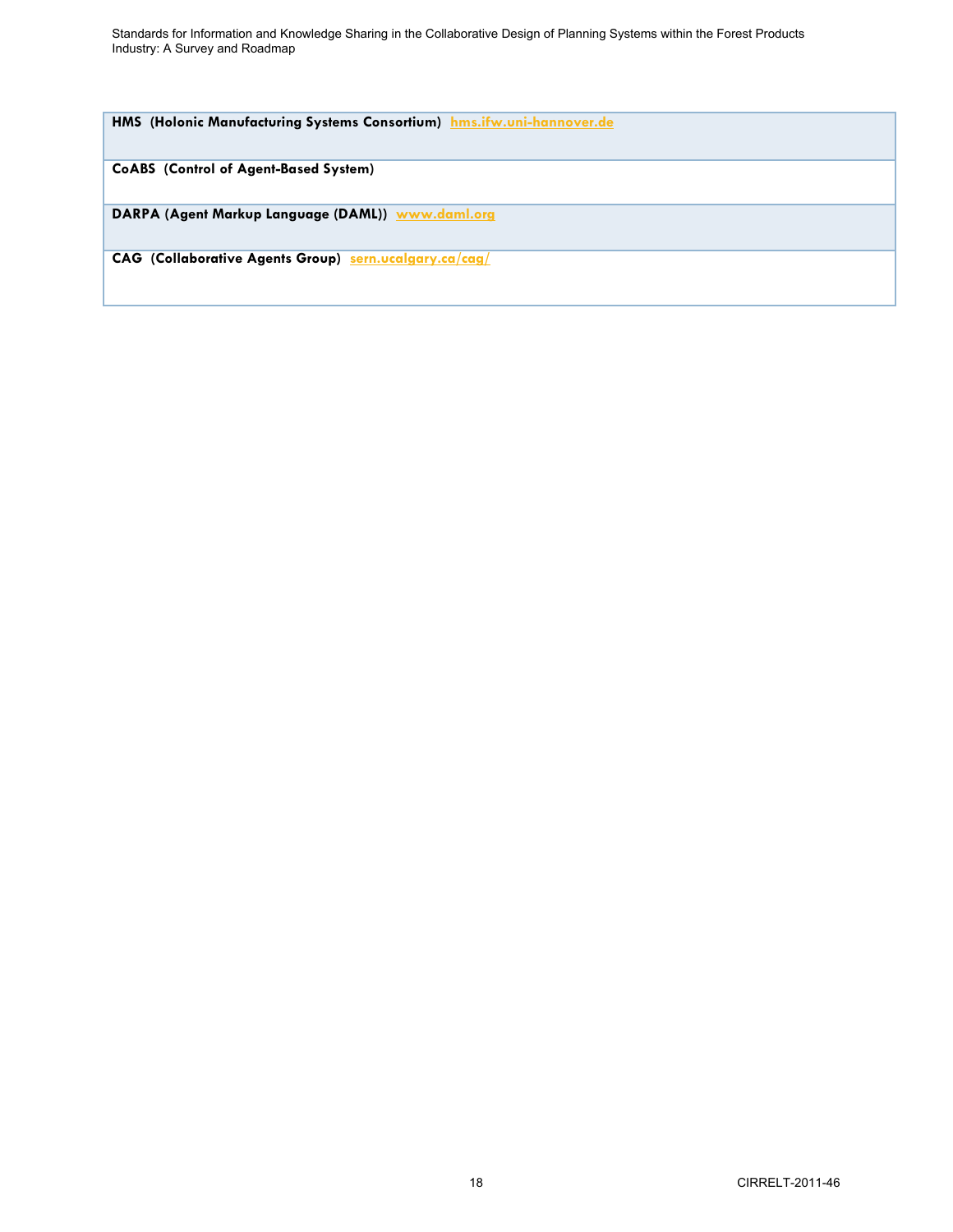| |
|---|
| **HMS (Holonic Manufacturing Systems Consortium)** **hms.ifw.uni-hannover.de** |
| **CoABS (Control of Agent-Based System)** |
| **DARPA (Agent Markup Language (DAML))** **www.daml.org** |
| **CAG (Collaborative Agents Group)** **sern.ucalgary.ca/cag/** |